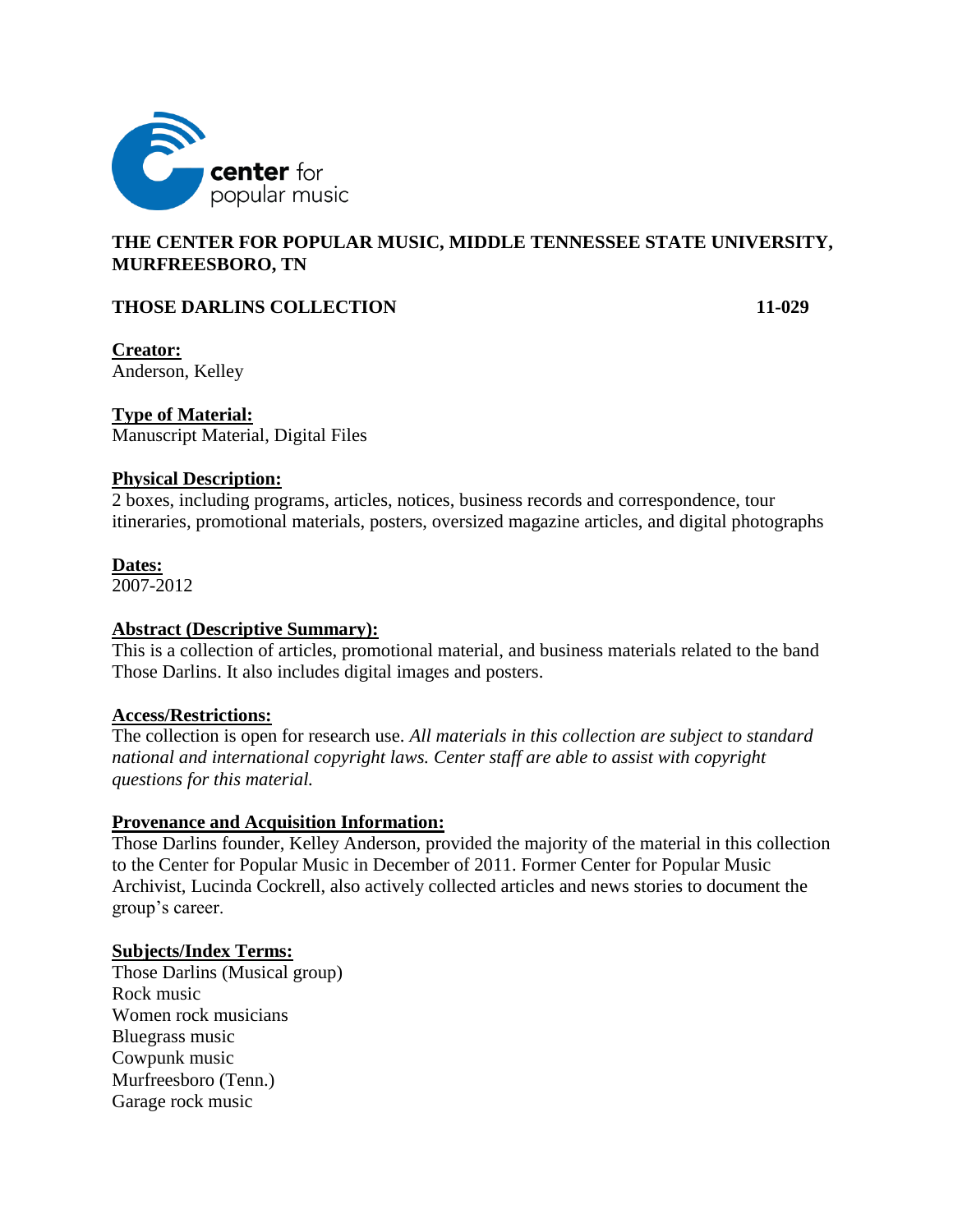center for popular music

**THE CENTER FOR POPULAR MUSIC, MIDDLE TENNESSEE STATE UNIVERSITY, MURFREESBORO, TN**

**THOSE DARLINS COLLECTION 11-029**

**Creator:**
Anderson, Kelley

**Type of Material:**
Manuscript Material, Digital Files

**Physical Description:**
2 boxes, including programs, articles, notices, business records and correspondence, tour itineraries, promotional materials, posters, oversized magazine articles, and digital photographs

**Dates:**
2007-2012

**Abstract (Descriptive Summary):**
This is a collection of articles, promotional material, and business materials related to the band Those Darlins. It also includes digital images and posters.

**Access/Restrictions:**
The collection is open for research use. *All materials in this collection are subject to standard national and international copyright laws. Center staff are able to assist with copyright questions for this material.*

**Provenance and Acquisition Information:**
Those Darlins founder, Kelley Anderson, provided the majority of the material in this collection to the Center for Popular Music in December of 2011. Former Center for Popular Music Archivist, Lucinda Cockrell, also actively collected articles and news stories to document the group's career.

**Subjects/Index Terms:**
Those Darlins (Musical group)
Rock music
Women rock musicians
Bluegrass music
Cowpunk music
Murfreesboro (Tenn.)
Garage rock music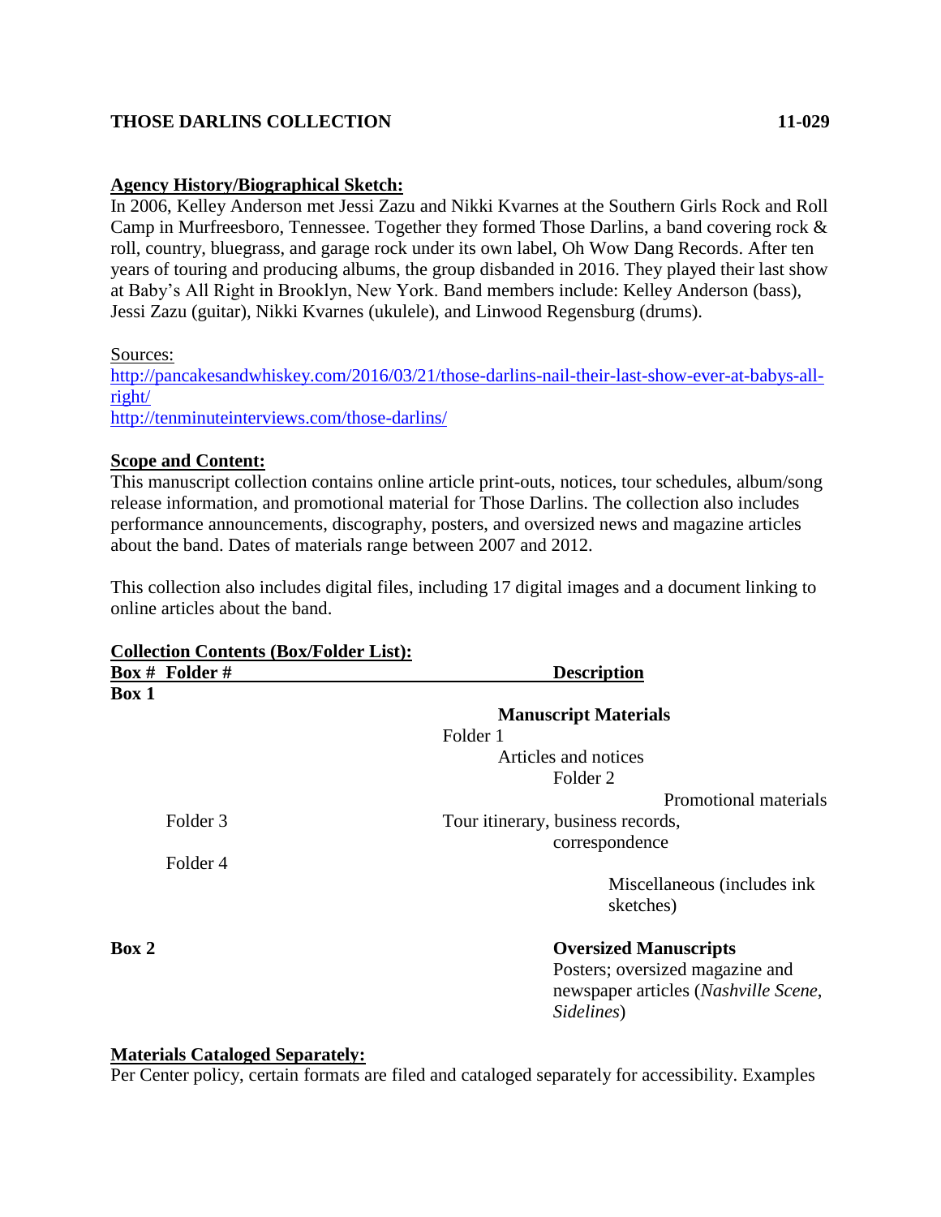**THOSE DARLINS COLLECTION** **11-029**

**Agency History/Biographical Sketch:**

In 2006, Kelley Anderson met Jessi Zazu and Nikki Kvarnes at the Southern Girls Rock and Roll Camp in Murfreesboro, Tennessee. Together they formed Those Darlins, a band covering rock & roll, country, bluegrass, and garage rock under its own label, Oh Wow Dang Records. After ten years of touring and producing albums, the group disbanded in 2016. They played their last show at Baby's All Right in Brooklyn, New York. Band members include: Kelley Anderson (bass), Jessi Zazu (guitar), Nikki Kvarnes (ukulele), and Linwood Regensburg (drums).

Sources:
http://pancakesandwhiskey.com/2016/03/21/those-darlins-nail-their-last-show-ever-at-babys-all-right/
http://tenminuteinterviews.com/those-darlins/

**Scope and Content:**

This manuscript collection contains online article print-outs, notices, tour schedules, album/song release information, and promotional material for Those Darlins. The collection also includes performance announcements, discography, posters, and oversized news and magazine articles about the band. Dates of materials range between 2007 and 2012.

This collection also includes digital files, including 17 digital images and a document linking to online articles about the band.

**Collection Contents (Box/Folder List):**

| Box # | Folder # | Description |
|---|---|---|
| **Box 1** | | **Manuscript Materials** |
| | Folder 1 | Articles and notices |
| | Folder 2 | Promotional materials |
| | Folder 3 | Tour itinerary, business records, correspondence |
| | Folder 4 | Miscellaneous (includes ink sketches) |
| **Box 2** | | **Oversized Manuscripts** Posters; oversized magazine and newspaper articles (*Nashville Scene*, *Sidelines*) |

**Materials Cataloged Separately:**

Per Center policy, certain formats are filed and cataloged separately for accessibility. Examples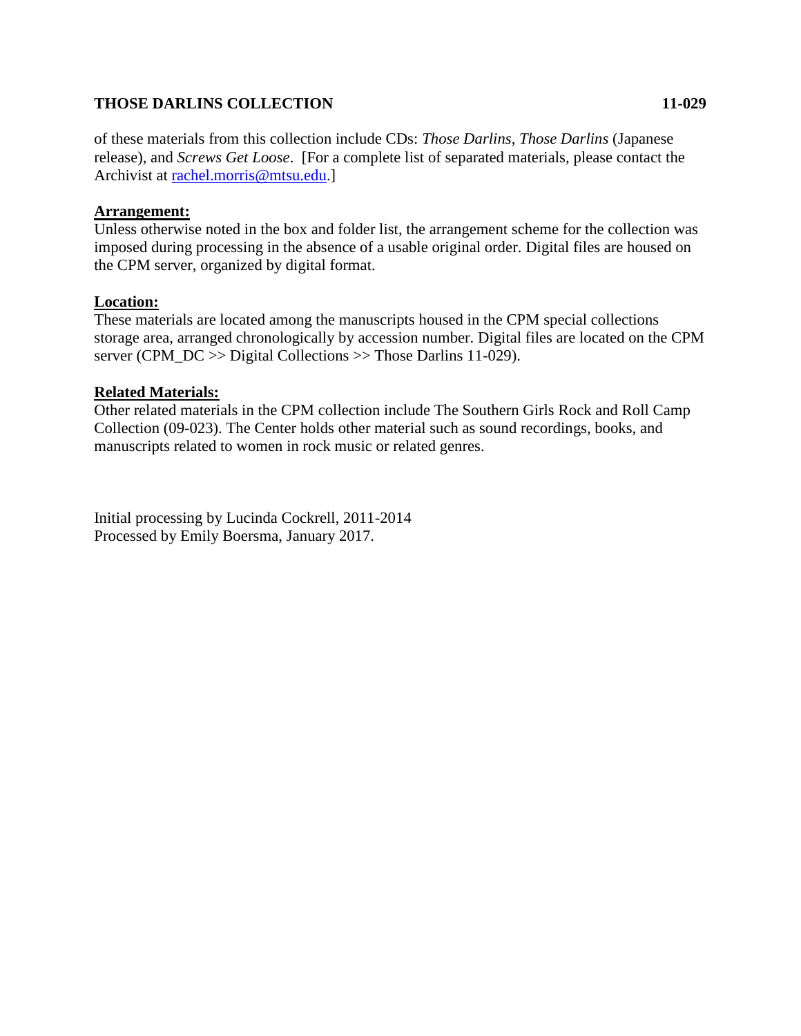of these materials from this collection include CDs: *Those Darlins*, *Those Darlins* (Japanese release), and *Screws Get Loose*. [For a complete list of separated materials, please contact the Archivist at rachel.morris@mtsu.edu.]

**Arrangement:**

Unless otherwise noted in the box and folder list, the arrangement scheme for the collection was imposed during processing in the absence of a usable original order. Digital files are housed on the CPM server, organized by digital format.

**Location:**

These materials are located among the manuscripts housed in the CPM special collections storage area, arranged chronologically by accession number. Digital files are located on the CPM server (CPM_DC >> Digital Collections >> Those Darlins 11-029).

**Related Materials:**

Other related materials in the CPM collection include The Southern Girls Rock and Roll Camp Collection (09-023). The Center holds other material such as sound recordings, books, and manuscripts related to women in rock music or related genres.

Initial processing by Lucinda Cockrell, 2011-2014
Processed by Emily Boersma, January 2017.